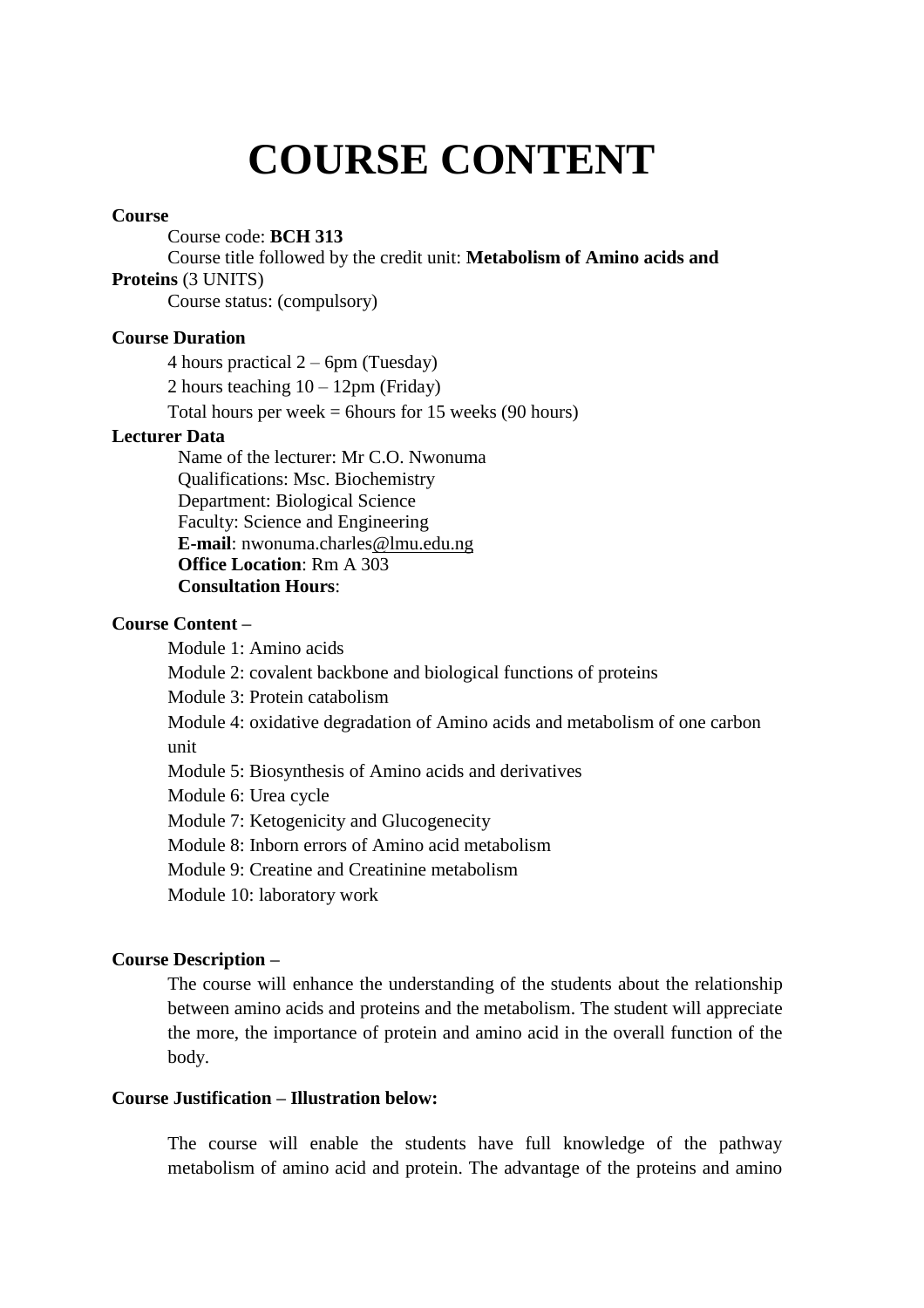# COURSE CONTENT

**Course**

Course code: **BCH 313**

Course title followed by the credit unit: **Metabolism of Amino acids and Proteins** (3 UNITS)

Course status: (compulsory)

**Course Duration**

4 hours practical 2 – 6pm (Tuesday)

2 hours teaching 10 – 12pm (Friday)

Total hours per week = 6hours for 15 weeks (90 hours)

**Lecturer Data**

Name of the lecturer: Mr C.O. Nwonuma
Qualifications: Msc. Biochemistry
Department: Biological Science
Faculty: Science and Engineering
**E-mail**: nwonuma.charles@lmu.edu.ng
**Office Location**: Rm A 303
**Consultation Hours**:

**Course Content –**

Module 1: Amino acids

Module 2: covalent backbone and biological functions of proteins

Module 3: Protein catabolism

Module 4: oxidative degradation of Amino acids and metabolism of one carbon unit

Module 5: Biosynthesis of Amino acids and derivatives

Module 6: Urea cycle

Module 7: Ketogenicity and Glucogenecity

Module 8: Inborn errors of Amino acid metabolism

Module 9: Creatine and Creatinine metabolism

Module 10: laboratory work

**Course Description –**

The course will enhance the understanding of the students about the relationship between amino acids and proteins and the metabolism. The student will appreciate the more, the importance of protein and amino acid in the overall function of the body.

**Course Justification – Illustration below:**

The course will enable the students have full knowledge of the pathway metabolism of amino acid and protein. The advantage of the proteins and amino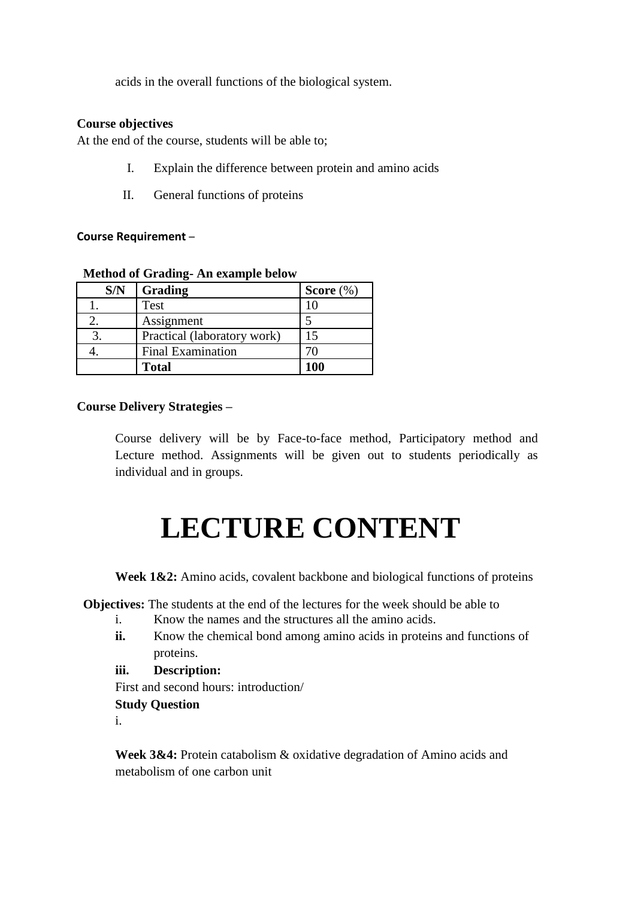acids in the overall functions of the biological system.

**Course objectives**

At the end of the course, students will be able to;

I. Explain the difference between protein and amino acids

II. General functions of proteins

**Course Requirement** –

**Method of Grading- An example below**

| S/N | Grading | Score (%) |
|---|---|---|
| 1. | Test | 10 |
| 2. | Assignment | 5 |
| 3. | Practical (laboratory work) | 15 |
| 4. | Final Examination | 70 |
| | **Total** | **100** |

**Course Delivery Strategies –**

Course delivery will be by Face-to-face method, Participatory method and Lecture method. Assignments will be given out to students periodically as individual and in groups.

# LECTURE CONTENT

**Week 1&2:** Amino acids, covalent backbone and biological functions of proteins

**Objectives:** The students at the end of the lectures for the week should be able to

i. Know the names and the structures all the amino acids.

**ii.** Know the chemical bond among amino acids in proteins and functions of proteins.

**iii. Description:**

First and second hours: introduction/

**Study Question**

i.

**Week 3&4:** Protein catabolism & oxidative degradation of Amino acids and metabolism of one carbon unit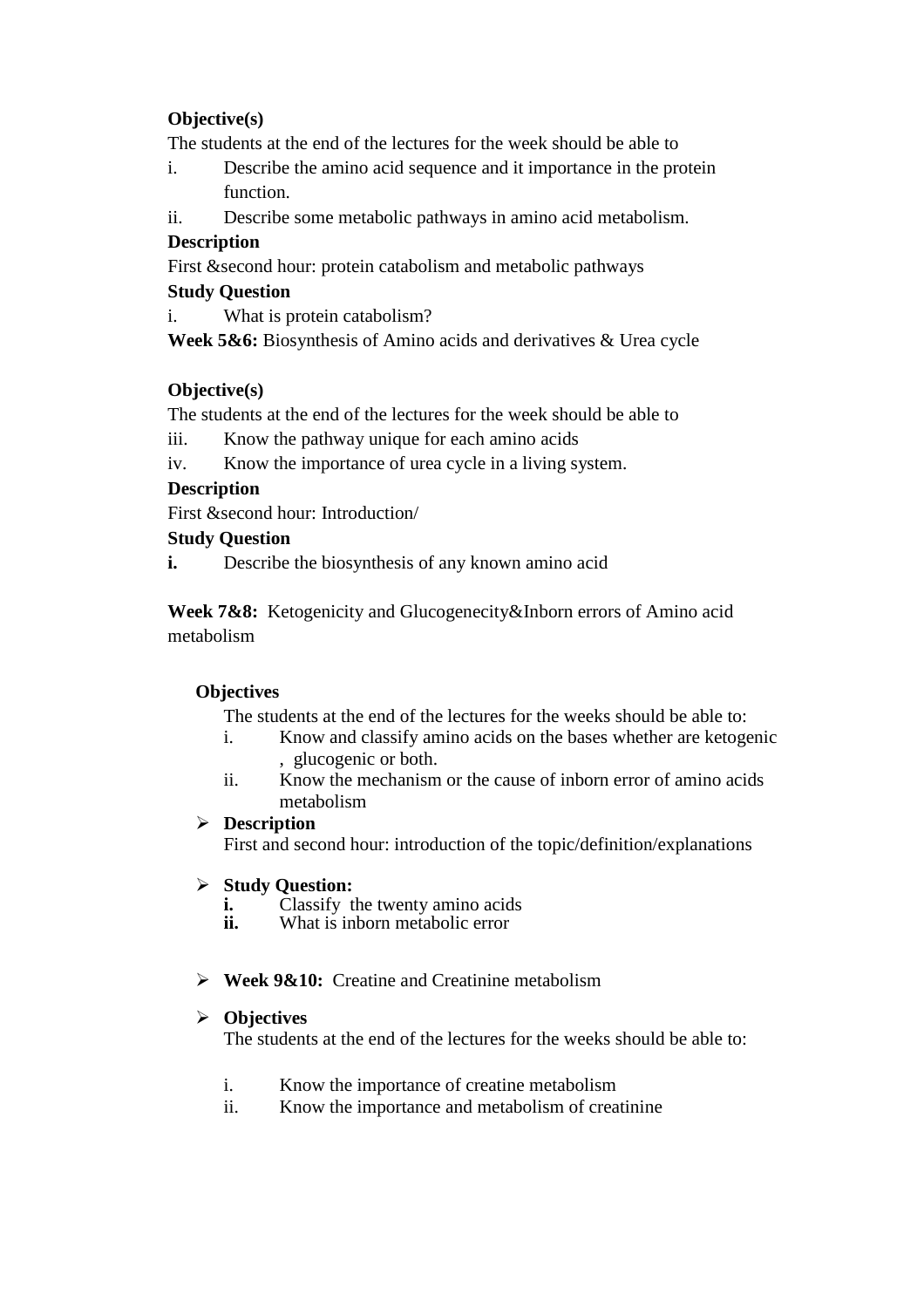**Objective(s)**

The students at the end of the lectures for the week should be able to

i. Describe the amino acid sequence and it importance in the protein function.
ii. Describe some metabolic pathways in amino acid metabolism.

**Description**

First &second hour: protein catabolism and metabolic pathways

**Study Question**

i. What is protein catabolism?

**Week 5&6:** Biosynthesis of Amino acids and derivatives & Urea cycle

**Objective(s)**

The students at the end of the lectures for the week should be able to

iii. Know the pathway unique for each amino acids
iv. Know the importance of urea cycle in a living system.

**Description**

First &second hour: Introduction/

**Study Question**

**i.** Describe the biosynthesis of any known amino acid

**Week 7&8:** Ketogenicity and Glucogenecity&Inborn errors of Amino acid metabolism

**Objectives**

The students at the end of the lectures for the weeks should be able to:

i. Know and classify amino acids on the bases whether are ketogenic , glucogenic or both.
ii. Know the mechanism or the cause of inborn error of amino acids metabolism

- **Description**

  First and second hour: introduction of the topic/definition/explanations

- **Study Question:**
  - **i.** Classify the twenty amino acids
  - **ii.** What is inborn metabolic error

- **Week 9&10:** Creatine and Creatinine metabolism

- **Objectives**

  The students at the end of the lectures for the weeks should be able to:

  i. Know the importance of creatine metabolism
  ii. Know the importance and metabolism of creatinine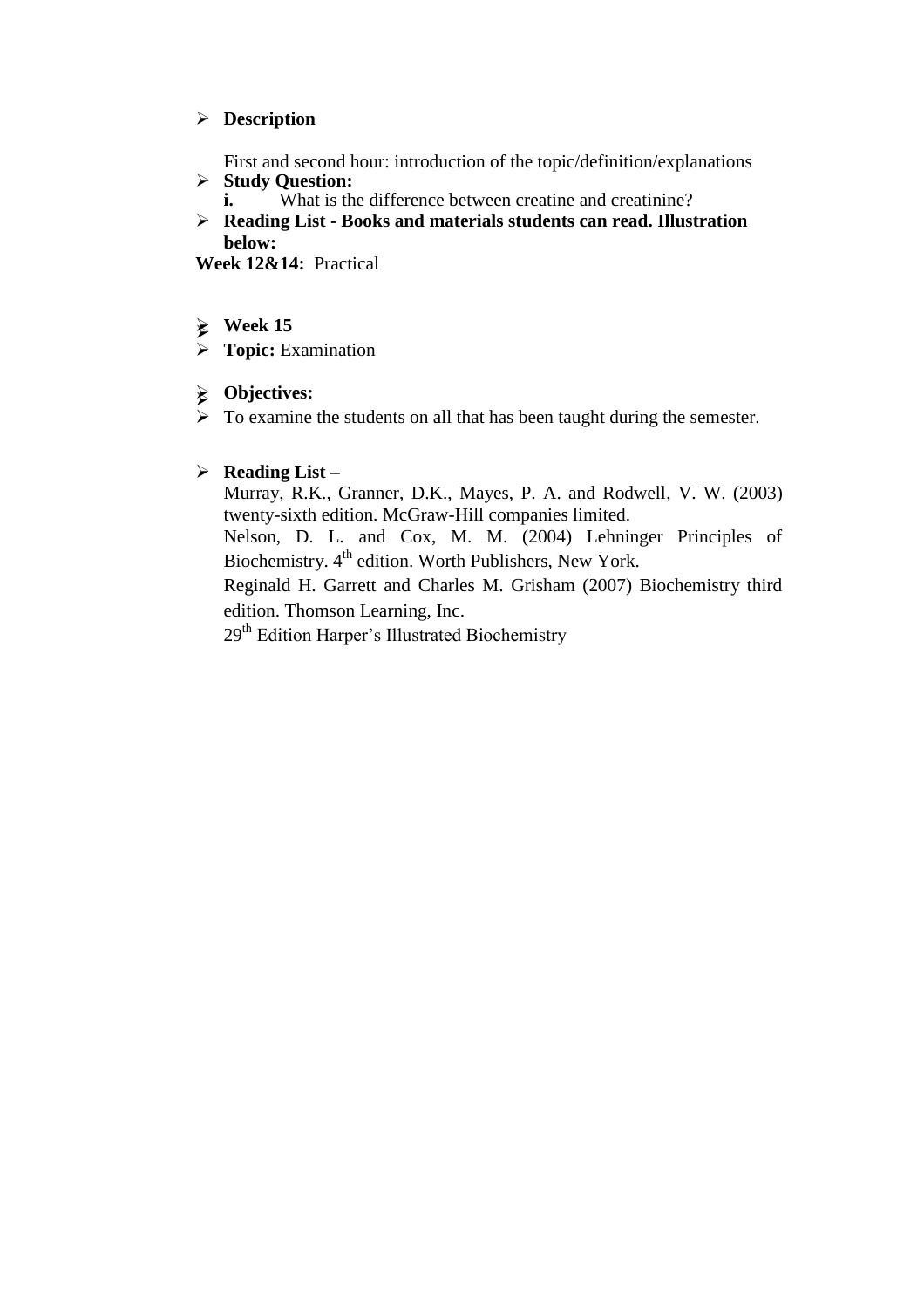- **Description**

  First and second hour: introduction of the topic/definition/explanations

- **Study Question:**
  **i.** What is the difference between creatine and creatinine?
- **Reading List - Books and materials students can read. Illustration below:**

**Week 12&14:** Practical

- **Week 15**
- **Topic:** Examination

- **Objectives:**
- To examine the students on all that has been taught during the semester.

- **Reading List –**

  Murray, R.K., Granner, D.K., Mayes, P. A. and Rodwell, V. W. (2003) twenty-sixth edition. McGraw-Hill companies limited.

  Nelson, D. L. and Cox, M. M. (2004) Lehninger Principles of Biochemistry. 4th edition. Worth Publishers, New York.

  Reginald H. Garrett and Charles M. Grisham (2007) Biochemistry third edition. Thomson Learning, Inc.

  29th Edition Harper's Illustrated Biochemistry